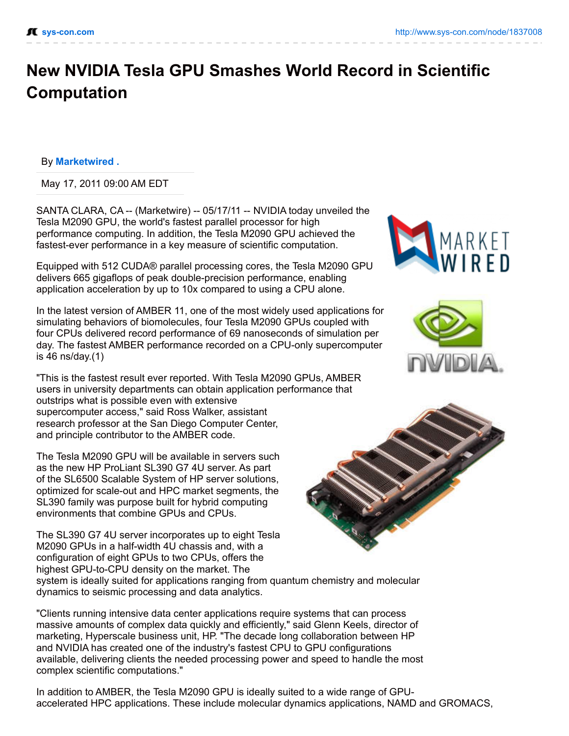# New NVIDIA Tesla GPU Smashes World Record in Scientific Computation

By **Marketwired .**

May 17, 2011 09:00 AM EDT

SANTA CLARA, CA -- (Marketwire) -- 05/17/11 -- NVIDIA today unveiled the Tesla M2090 GPU, the world's fastest parallel processor for high performance computing. In addition, the Tesla M2090 GPU achieved the fastest-ever performance in a key measure of scientific computation.

Equipped with 512 CUDA® parallel processing cores, the Tesla M2090 GPU delivers 665 gigaflops of peak double-precision performance, enabling application acceleration by up to 10x compared to using a CPU alone.

In the latest version of AMBER 11, one of the most widely used applications for simulating behaviors of biomolecules, four Tesla M2090 GPUs coupled with four CPUs delivered record performance of 69 nanoseconds of simulation per day. The fastest AMBER performance recorded on a CPU-only supercomputer is 46 ns/day.(1)

"This is the fastest result ever reported. With Tesla M2090 GPUs, AMBER users in university departments can obtain application performance that outstrips what is possible even with extensive supercomputer access," said Ross Walker, assistant research professor at the San Diego Computer Center, and principle contributor to the AMBER code.

The Tesla M2090 GPU will be available in servers such as the new HP ProLiant SL390 G7 4U server. As part of the SL6500 Scalable System of HP server solutions, optimized for scale-out and HPC market segments, the SL390 family was purpose built for hybrid computing environments that combine GPUs and CPUs.

The SL390 G7 4U server incorporates up to eight Tesla M2090 GPUs in a half-width 4U chassis and, with a configuration of eight GPUs to two CPUs, offers the highest GPU-to-CPU density on the market. The system is ideally suited for applications ranging from quantum chemistry and molecular dynamics to seismic processing and data analytics.

"Clients running intensive data center applications require systems that can process massive amounts of complex data quickly and efficiently," said Glenn Keels, director of marketing, Hyperscale business unit, HP. "The decade long collaboration between HP and NVIDIA has created one of the industry's fastest CPU to GPU configurations available, delivering clients the needed processing power and speed to handle the most complex scientific computations."

In addition to AMBER, the Tesla M2090 GPU is ideally suited to a wide range of GPU-accelerated HPC applications. These include molecular dynamics applications, NAMD and GROMACS,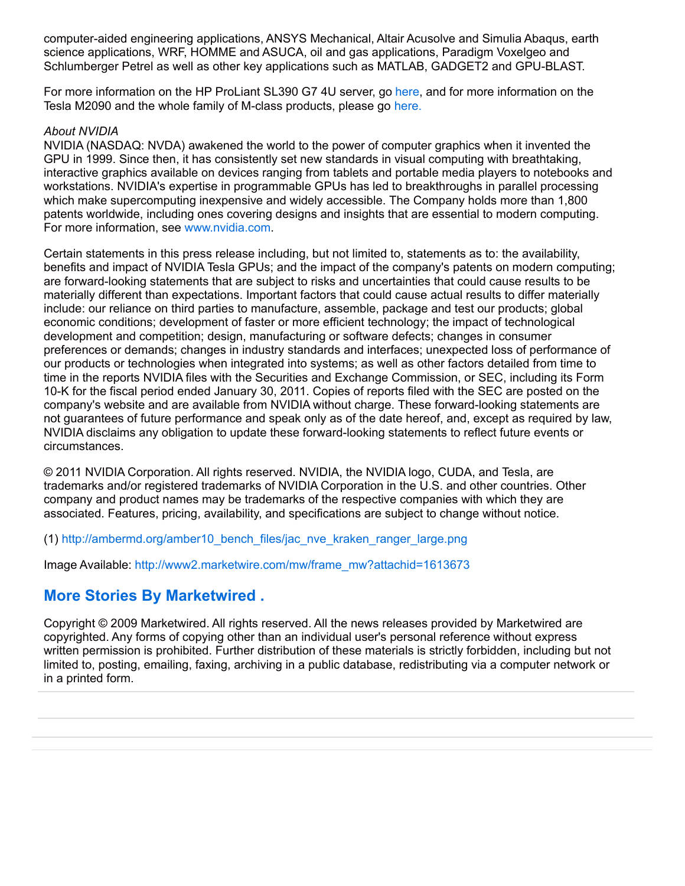computer-aided engineering applications, ANSYS Mechanical, Altair Acusolve and Simulia Abaqus, earth science applications, WRF, HOMME and ASUCA, oil and gas applications, Paradigm Voxelgeo and Schlumberger Petrel as well as other key applications such as MATLAB, GADGET2 and GPU-BLAST.

For more information on the HP ProLiant SL390 G7 4U server, go here, and for more information on the Tesla M2090 and the whole family of M-class products, please go here.

*About NVIDIA*
NVIDIA (NASDAQ: NVDA) awakened the world to the power of computer graphics when it invented the GPU in 1999. Since then, it has consistently set new standards in visual computing with breathtaking, interactive graphics available on devices ranging from tablets and portable media players to notebooks and workstations. NVIDIA's expertise in programmable GPUs has led to breakthroughs in parallel processing which make supercomputing inexpensive and widely accessible. The Company holds more than 1,800 patents worldwide, including ones covering designs and insights that are essential to modern computing. For more information, see www.nvidia.com.

Certain statements in this press release including, but not limited to, statements as to: the availability, benefits and impact of NVIDIA Tesla GPUs; and the impact of the company's patents on modern computing; are forward-looking statements that are subject to risks and uncertainties that could cause results to be materially different than expectations. Important factors that could cause actual results to differ materially include: our reliance on third parties to manufacture, assemble, package and test our products; global economic conditions; development of faster or more efficient technology; the impact of technological development and competition; design, manufacturing or software defects; changes in consumer preferences or demands; changes in industry standards and interfaces; unexpected loss of performance of our products or technologies when integrated into systems; as well as other factors detailed from time to time in the reports NVIDIA files with the Securities and Exchange Commission, or SEC, including its Form 10-K for the fiscal period ended January 30, 2011. Copies of reports filed with the SEC are posted on the company's website and are available from NVIDIA without charge. These forward-looking statements are not guarantees of future performance and speak only as of the date hereof, and, except as required by law, NVIDIA disclaims any obligation to update these forward-looking statements to reflect future events or circumstances.

© 2011 NVIDIA Corporation. All rights reserved. NVIDIA, the NVIDIA logo, CUDA, and Tesla, are trademarks and/or registered trademarks of NVIDIA Corporation in the U.S. and other countries. Other company and product names may be trademarks of the respective companies with which they are associated. Features, pricing, availability, and specifications are subject to change without notice.

(1) http://ambermd.org/amber10_bench_files/jac_nve_kraken_ranger_large.png

Image Available: http://www2.marketwire.com/mw/frame_mw?attachid=1613673

## More Stories By Marketwired .

Copyright © 2009 Marketwired. All rights reserved. All the news releases provided by Marketwired are copyrighted. Any forms of copying other than an individual user's personal reference without express written permission is prohibited. Further distribution of these materials is strictly forbidden, including but not limited to, posting, emailing, faxing, archiving in a public database, redistributing via a computer network or in a printed form.